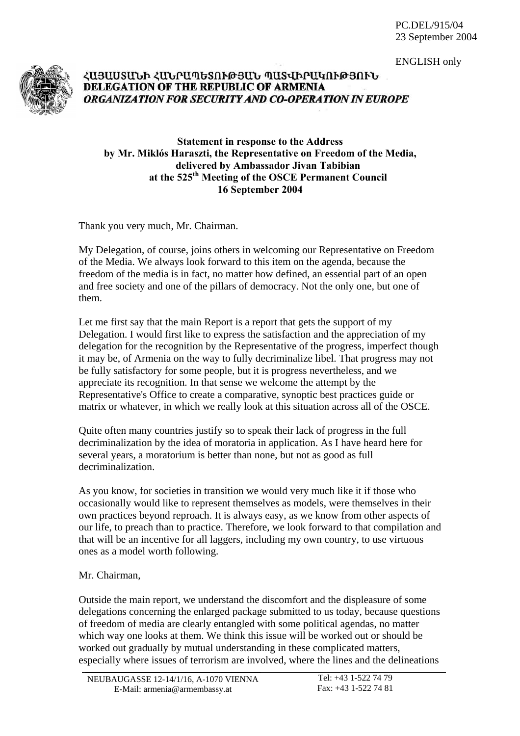PC.DEL/915/04
23 September 2004

ENGLISH only

ՀԱՅԱՍՏԱՆԻ ՀԱՆՐԱՊԵՏՈՒԹՅԱՆ ՊԱՏՎԻՐԱԿՈՒԹՅՈՒՆ
**DELEGATION OF THE REPUBLIC OF ARMENIA**
***ORGANIZATION FOR SECURITY AND CO-OPERATION IN EUROPE***

**Statement in response to the Address by Mr. Miklós Haraszti, the Representative on Freedom of the Media, delivered by Ambassador Jivan Tabibian at the 525th Meeting of the OSCE Permanent Council 16 September 2004**

Thank you very much, Mr. Chairman.

My Delegation, of course, joins others in welcoming our Representative on Freedom of the Media. We always look forward to this item on the agenda, because the freedom of the media is in fact, no matter how defined, an essential part of an open and free society and one of the pillars of democracy. Not the only one, but one of them.

Let me first say that the main Report is a report that gets the support of my Delegation. I would first like to express the satisfaction and the appreciation of my delegation for the recognition by the Representative of the progress, imperfect though it may be, of Armenia on the way to fully decriminalize libel. That progress may not be fully satisfactory for some people, but it is progress nevertheless, and we appreciate its recognition. In that sense we welcome the attempt by the Representative's Office to create a comparative, synoptic best practices guide or matrix or whatever, in which we really look at this situation across all of the OSCE.

Quite often many countries justify so to speak their lack of progress in the full decriminalization by the idea of moratoria in application. As I have heard here for several years, a moratorium is better than none, but not as good as full decriminalization.

As you know, for societies in transition we would very much like it if those who occasionally would like to represent themselves as models, were themselves in their own practices beyond reproach. It is always easy, as we know from other aspects of our life, to preach than to practice. Therefore, we look forward to that compilation and that will be an incentive for all laggers, including my own country, to use virtuous ones as a model worth following.

Mr. Chairman,

Outside the main report, we understand the discomfort and the displeasure of some delegations concerning the enlarged package submitted to us today, because questions of freedom of media are clearly entangled with some political agendas, no matter which way one looks at them. We think this issue will be worked out or should be worked out gradually by mutual understanding in these complicated matters, especially where issues of terrorism are involved, where the lines and the delineations

NEUBAUGASSE 12-14/1/16, A-1070 VIENNA
E-Mail: armenia@armembassy.at

Tel: +43 1-522 74 79
Fax: +43 1-522 74 81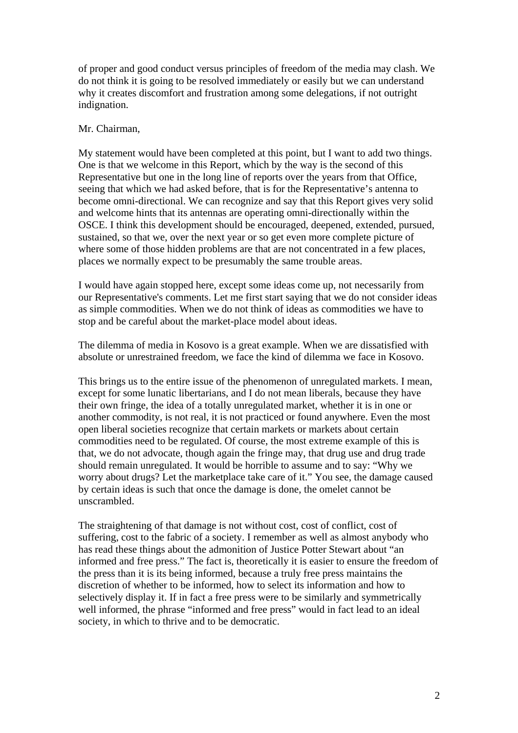of proper and good conduct versus principles of freedom of the media may clash. We do not think it is going to be resolved immediately or easily but we can understand why it creates discomfort and frustration among some delegations, if not outright indignation.

Mr. Chairman,

My statement would have been completed at this point, but I want to add two things. One is that we welcome in this Report, which by the way is the second of this Representative but one in the long line of reports over the years from that Office, seeing that which we had asked before, that is for the Representative's antenna to become omni-directional. We can recognize and say that this Report gives very solid and welcome hints that its antennas are operating omni-directionally within the OSCE. I think this development should be encouraged, deepened, extended, pursued, sustained, so that we, over the next year or so get even more complete picture of where some of those hidden problems are that are not concentrated in a few places, places we normally expect to be presumably the same trouble areas.

I would have again stopped here, except some ideas come up, not necessarily from our Representative's comments. Let me first start saying that we do not consider ideas as simple commodities. When we do not think of ideas as commodities we have to stop and be careful about the market-place model about ideas.

The dilemma of media in Kosovo is a great example. When we are dissatisfied with absolute or unrestrained freedom, we face the kind of dilemma we face in Kosovo.

This brings us to the entire issue of the phenomenon of unregulated markets. I mean, except for some lunatic libertarians, and I do not mean liberals, because they have their own fringe, the idea of a totally unregulated market, whether it is in one or another commodity, is not real, it is not practiced or found anywhere. Even the most open liberal societies recognize that certain markets or markets about certain commodities need to be regulated. Of course, the most extreme example of this is that, we do not advocate, though again the fringe may, that drug use and drug trade should remain unregulated. It would be horrible to assume and to say: "Why we worry about drugs? Let the marketplace take care of it." You see, the damage caused by certain ideas is such that once the damage is done, the omelet cannot be unscrambled.

The straightening of that damage is not without cost, cost of conflict, cost of suffering, cost to the fabric of a society. I remember as well as almost anybody who has read these things about the admonition of Justice Potter Stewart about "an informed and free press." The fact is, theoretically it is easier to ensure the freedom of the press than it is its being informed, because a truly free press maintains the discretion of whether to be informed, how to select its information and how to selectively display it. If in fact a free press were to be similarly and symmetrically well informed, the phrase "informed and free press" would in fact lead to an ideal society, in which to thrive and to be democratic.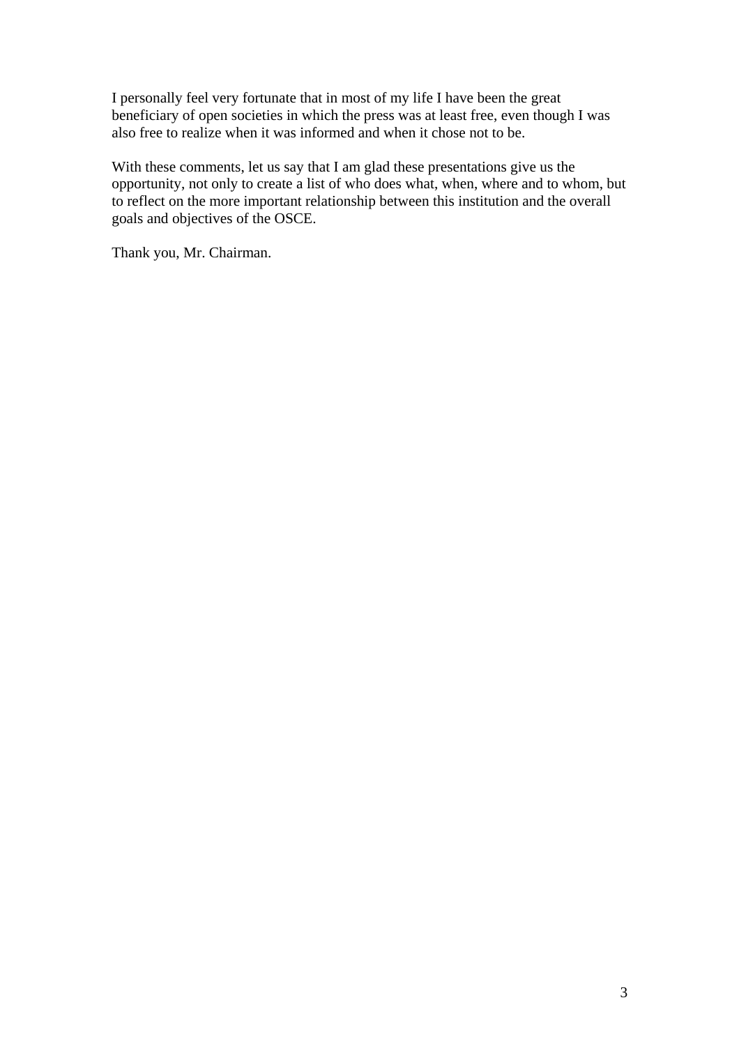I personally feel very fortunate that in most of my life I have been the great beneficiary of open societies in which the press was at least free, even though I was also free to realize when it was informed and when it chose not to be.

With these comments, let us say that I am glad these presentations give us the opportunity, not only to create a list of who does what, when, where and to whom, but to reflect on the more important relationship between this institution and the overall goals and objectives of the OSCE.

Thank you, Mr. Chairman.